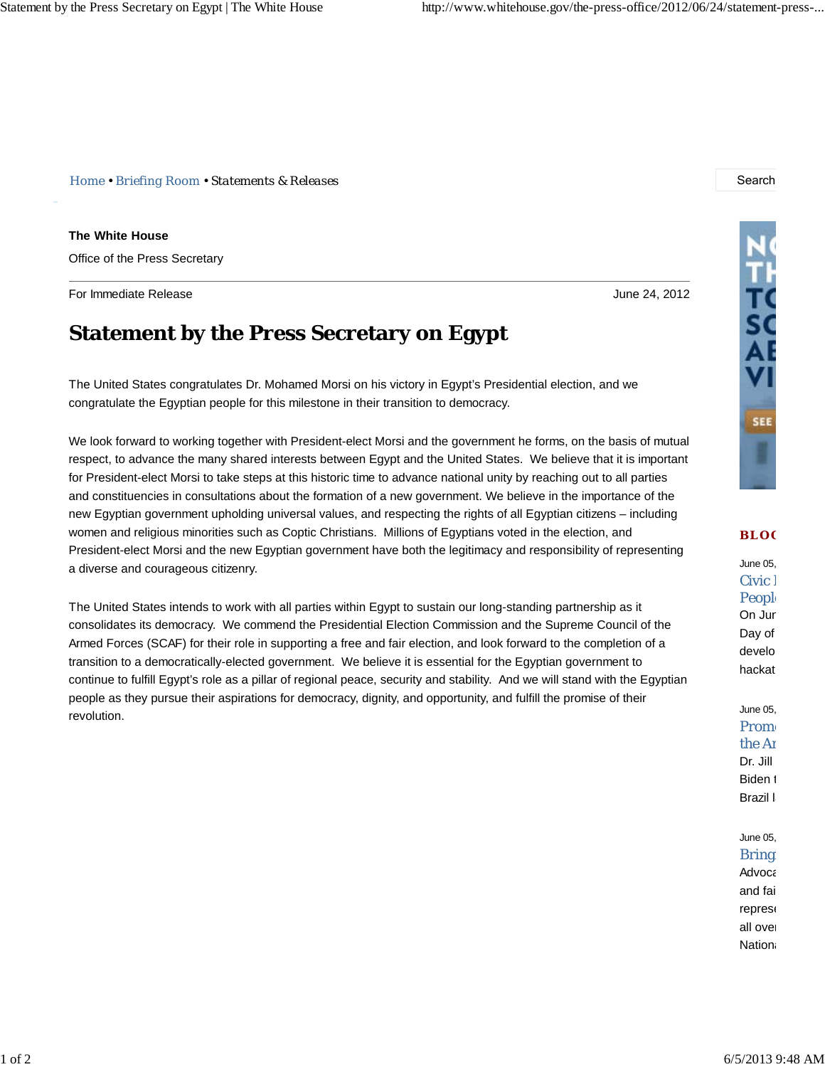Home • Briefing Room • Statements & Releases

**The White House**

Office of the Press Secretary

For Immediate Release June 24, 2012

# Statement by the Press Secretary on Egypt

The United States congratulates Dr. Mohamed Morsi on his victory in Egypt's Presidential election, and we congratulate the Egyptian people for this milestone in their transition to democracy.

We look forward to working together with President-elect Morsi and the government he forms, on the basis of mutual respect, to advance the many shared interests between Egypt and the United States. We believe that it is important for President-elect Morsi to take steps at this historic time to advance national unity by reaching out to all parties and constituencies in consultations about the formation of a new government. We believe in the importance of the new Egyptian government upholding universal values, and respecting the rights of all Egyptian citizens – including women and religious minorities such as Coptic Christians. Millions of Egyptians voted in the election, and President-elect Morsi and the new Egyptian government have both the legitimacy and responsibility of representing a diverse and courageous citizenry.

The United States intends to work with all parties within Egypt to sustain our long-standing partnership as it consolidates its democracy. We commend the Presidential Election Commission and the Supreme Council of the Armed Forces (SCAF) for their role in supporting a free and fair election, and look forward to the completion of a transition to a democratically-elected government. We believe it is essential for the Egyptian government to continue to fulfill Egypt's role as a pillar of regional peace, security and stability. And we will stand with the Egyptian people as they pursue their aspirations for democracy, dignity, and opportunity, and fulfill the promise of their revolution.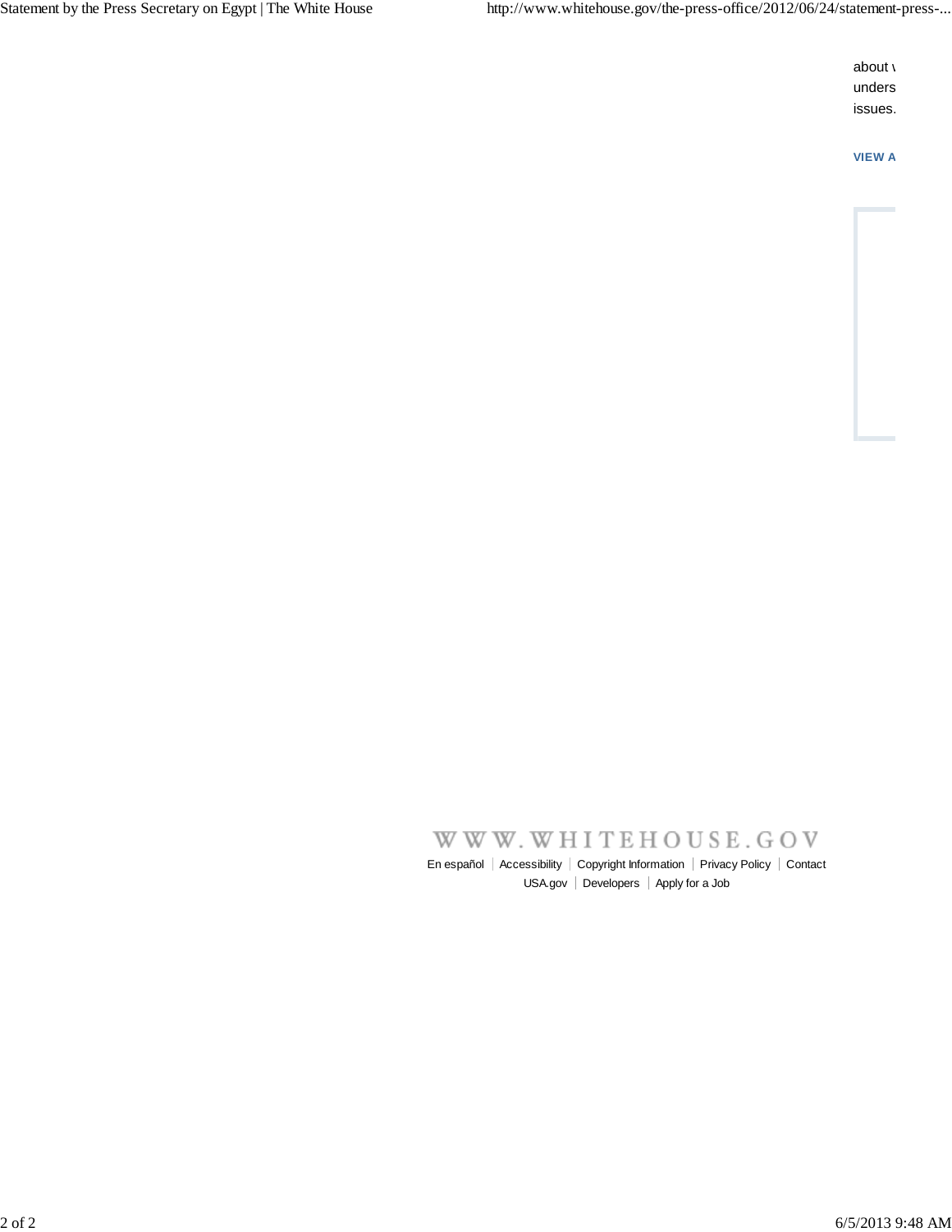about v
unders
issues.

**VIEW A**

WWW.WHITEHOUSE.GOV

En español | Accessibility | Copyright Information | Privacy Policy | Contact

USA.gov | Developers | Apply for a Job